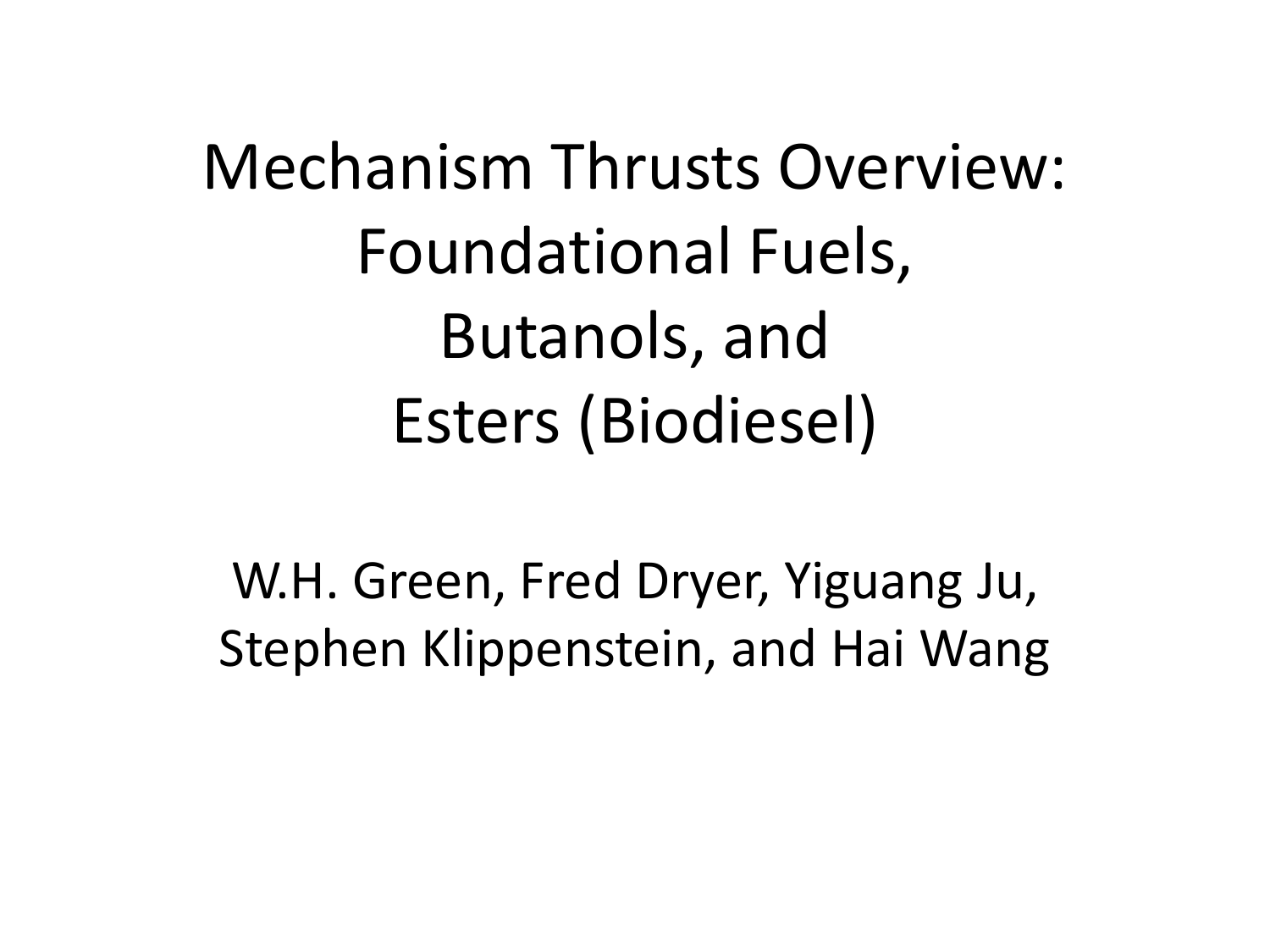# Mechanism Thrusts Overview: Foundational Fuels, Butanols, and Esters (Biodiesel)

W.H. Green, Fred Dryer, Yiguang Ju, Stephen Klippenstein, and Hai Wang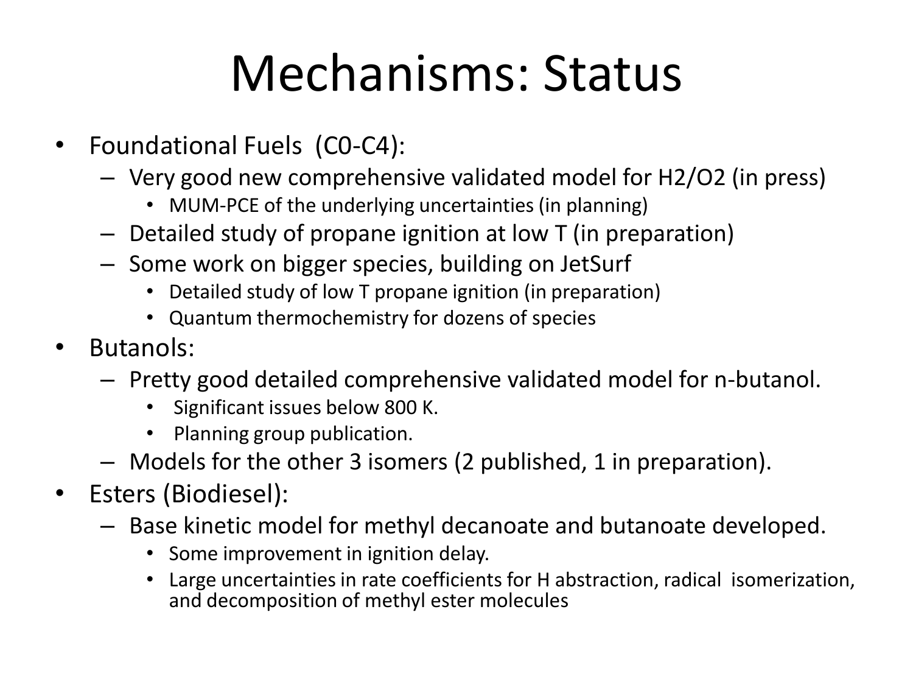# Mechanisms: Status

- Foundational Fuels (C0-C4):
  - Very good new comprehensive validated model for $H_2/O_2$ (in press)
    - MUM-PCE of the underlying uncertainties (in planning)
  - Detailed study of propane ignition at low T (in preparation)
  - Some work on bigger species, building on JetSurf
    - Detailed study of low T propane ignition (in preparation)
    - Quantum thermochemistry for dozens of species
- Butanols:
  - Pretty good detailed comprehensive validated model for n-butanol.
    - Significant issues below 800 K.
    - Planning group publication.
  - Models for the other 3 isomers (2 published, 1 in preparation).
- Esters (Biodiesel):
  - Base kinetic model for methyl decanoate and butanoate developed.
    - Some improvement in ignition delay.
    - Large uncertainties in rate coefficients for H abstraction, radical isomerization, and decomposition of methyl ester molecules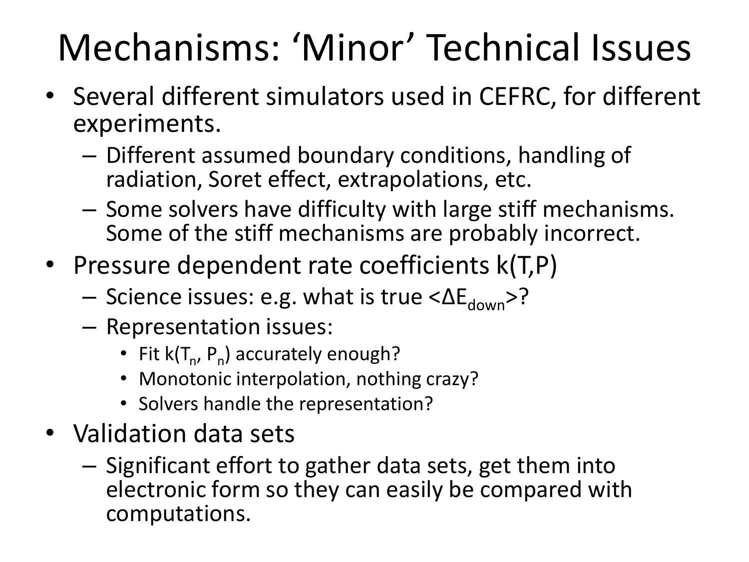# Mechanisms: ‘Minor’ Technical Issues

- Several different simulators used in CEFRC, for different experiments.
  - Different assumed boundary conditions, handling of radiation, Soret effect, extrapolations, etc.
  - Some solvers have difficulty with large stiff mechanisms. Some of the stiff mechanisms are probably incorrect.
- Pressure dependent rate coefficients k(T,P)
  - Science issues: e.g. what is true $\langle \Delta E_{down} \rangle$?
  - Representation issues:
    - Fit $k(T_n, P_n)$ accurately enough?
    - Monotonic interpolation, nothing crazy?
    - Solvers handle the representation?
- Validation data sets
  - Significant effort to gather data sets, get them into electronic form so they can easily be compared with computations.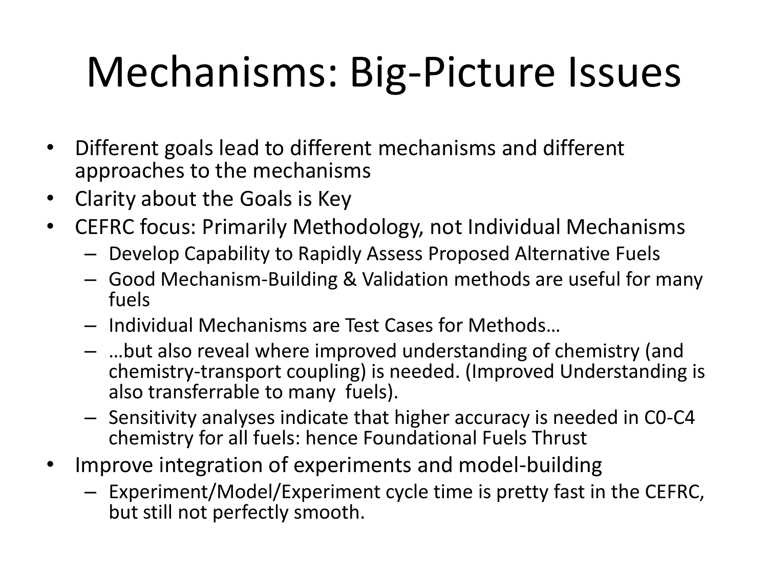# Mechanisms: Big-Picture Issues

- Different goals lead to different mechanisms and different approaches to the mechanisms
- Clarity about the Goals is Key
- CEFRC focus: Primarily Methodology, not Individual Mechanisms
  - Develop Capability to Rapidly Assess Proposed Alternative Fuels
  - Good Mechanism-Building & Validation methods are useful for many fuels
  - Individual Mechanisms are Test Cases for Methods…
  - …but also reveal where improved understanding of chemistry (and chemistry-transport coupling) is needed. (Improved Understanding is also transferrable to many fuels).
  - Sensitivity analyses indicate that higher accuracy is needed in C0-C4 chemistry for all fuels: hence Foundational Fuels Thrust
- Improve integration of experiments and model-building
  - Experiment/Model/Experiment cycle time is pretty fast in the CEFRC, but still not perfectly smooth.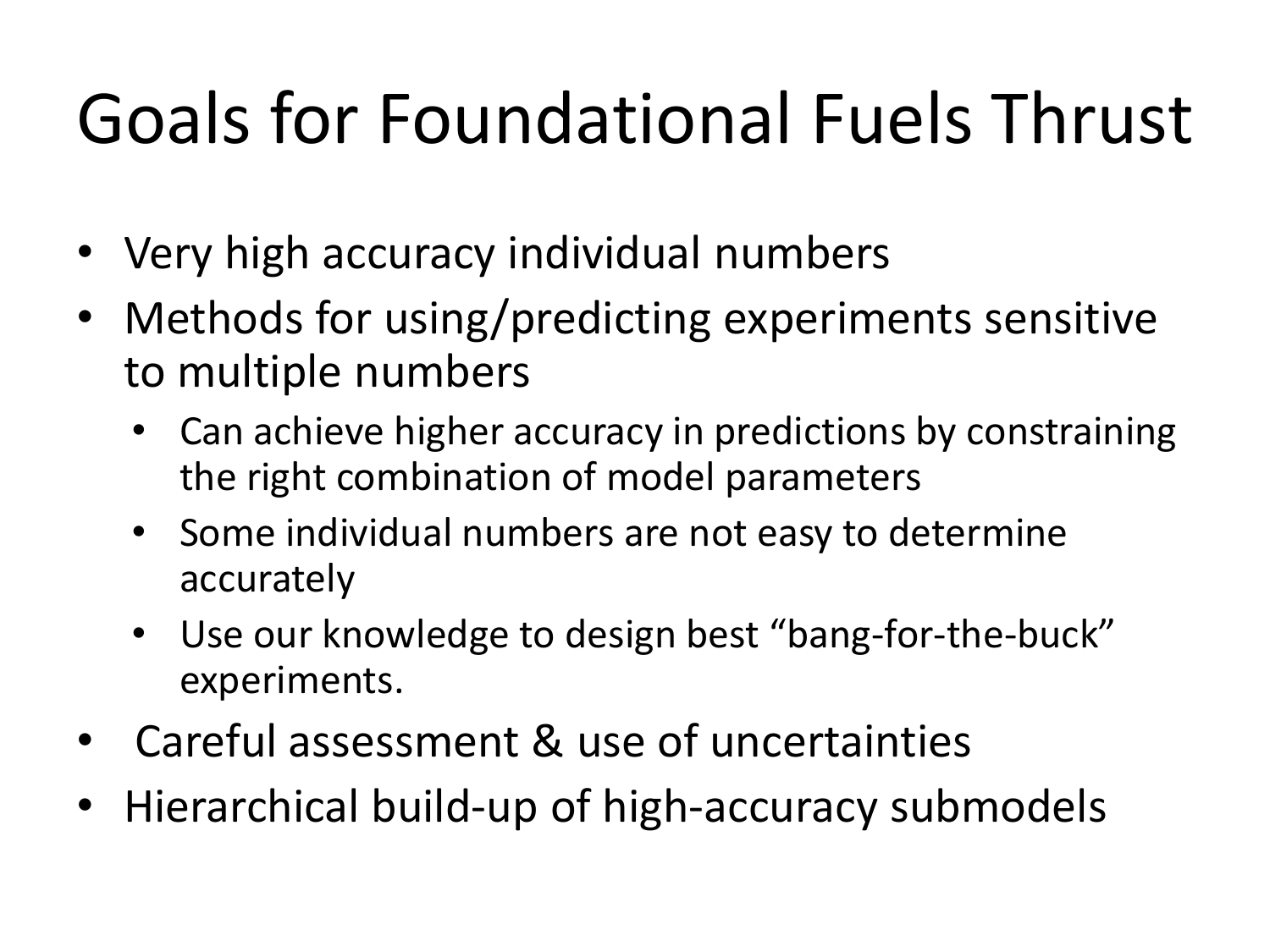# Goals for Foundational Fuels Thrust

- Very high accuracy individual numbers
- Methods for using/predicting experiments sensitive to multiple numbers
  - Can achieve higher accuracy in predictions by constraining the right combination of model parameters
  - Some individual numbers are not easy to determine accurately
  - Use our knowledge to design best “bang-for-the-buck” experiments.
- Careful assessment & use of uncertainties
- Hierarchical build-up of high-accuracy submodels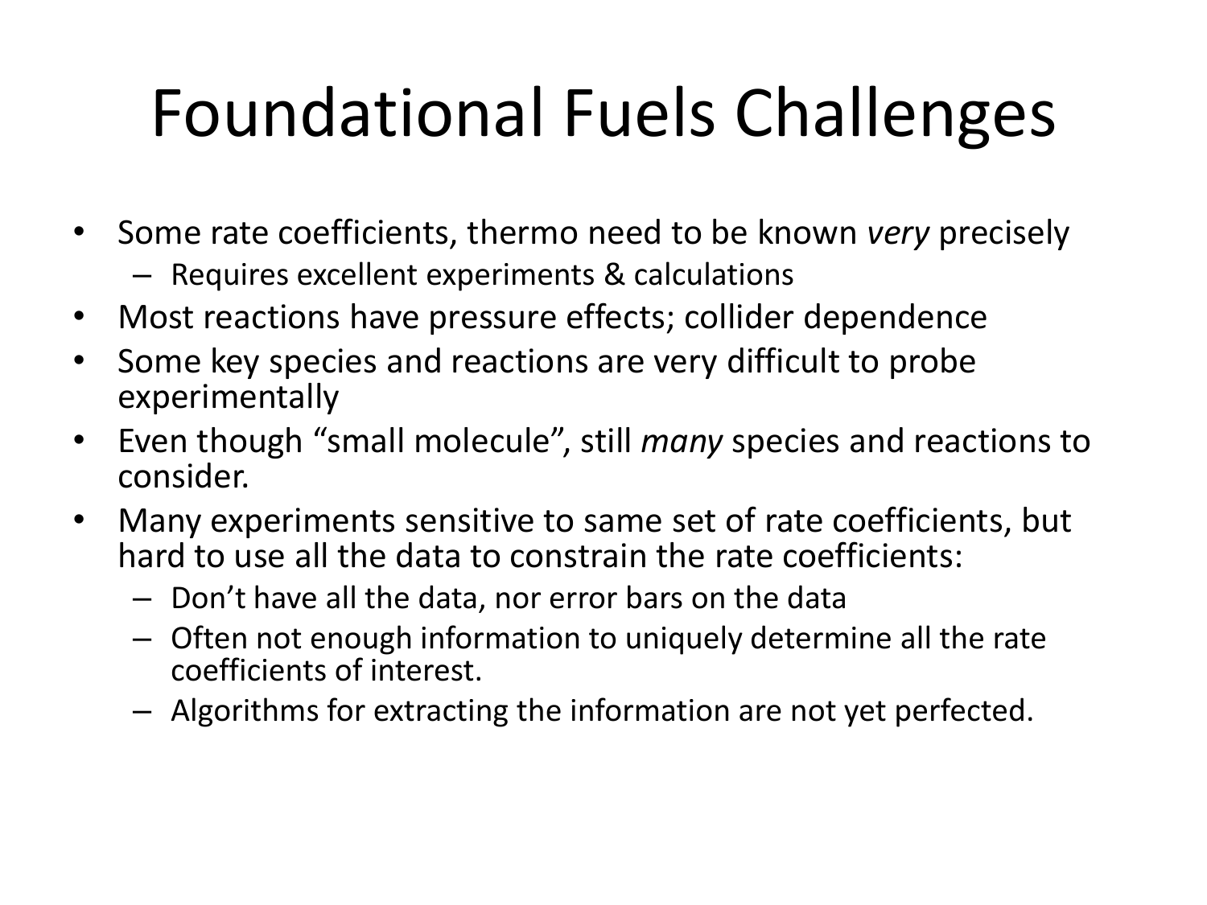# Foundational Fuels Challenges

- Some rate coefficients, thermo need to be known *very* precisely
  - Requires excellent experiments & calculations
- Most reactions have pressure effects; collider dependence
- Some key species and reactions are very difficult to probe experimentally
- Even though "small molecule", still *many* species and reactions to consider.
- Many experiments sensitive to same set of rate coefficients, but hard to use all the data to constrain the rate coefficients:
  - Don't have all the data, nor error bars on the data
  - Often not enough information to uniquely determine all the rate coefficients of interest.
  - Algorithms for extracting the information are not yet perfected.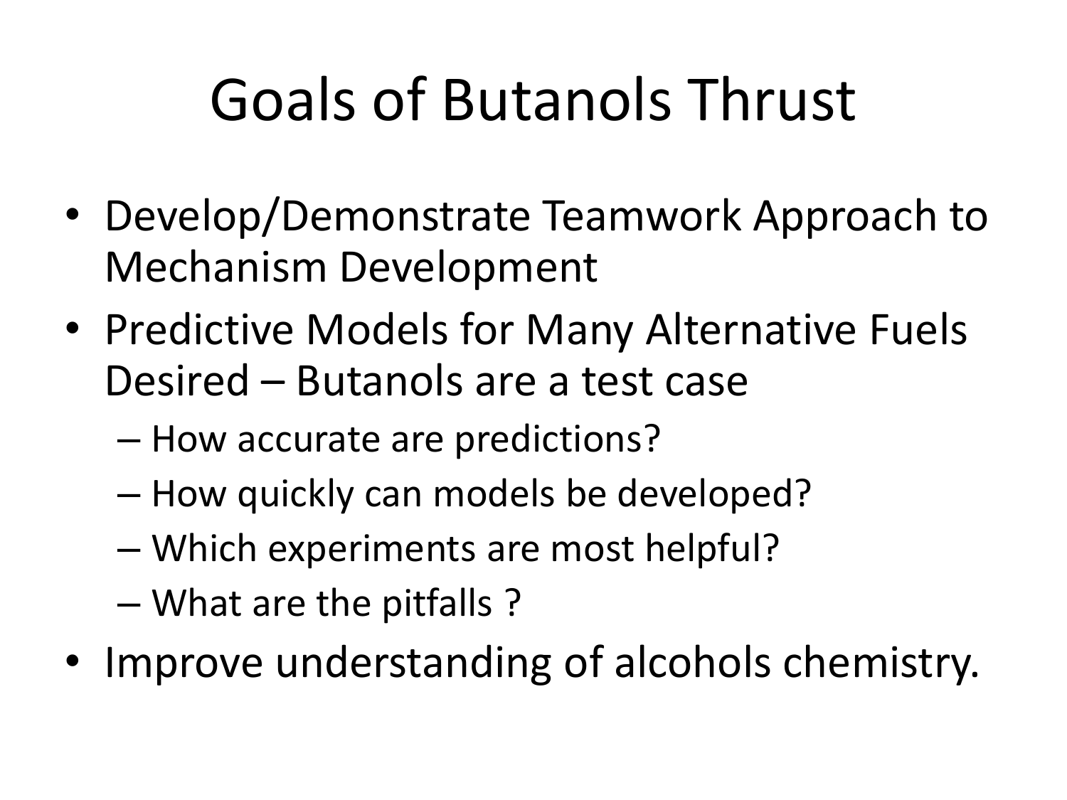# Goals of Butanols Thrust

- Develop/Demonstrate Teamwork Approach to Mechanism Development
- Predictive Models for Many Alternative Fuels Desired – Butanols are a test case
  - How accurate are predictions?
  - How quickly can models be developed?
  - Which experiments are most helpful?
  - What are the pitfalls ?
- Improve understanding of alcohols chemistry.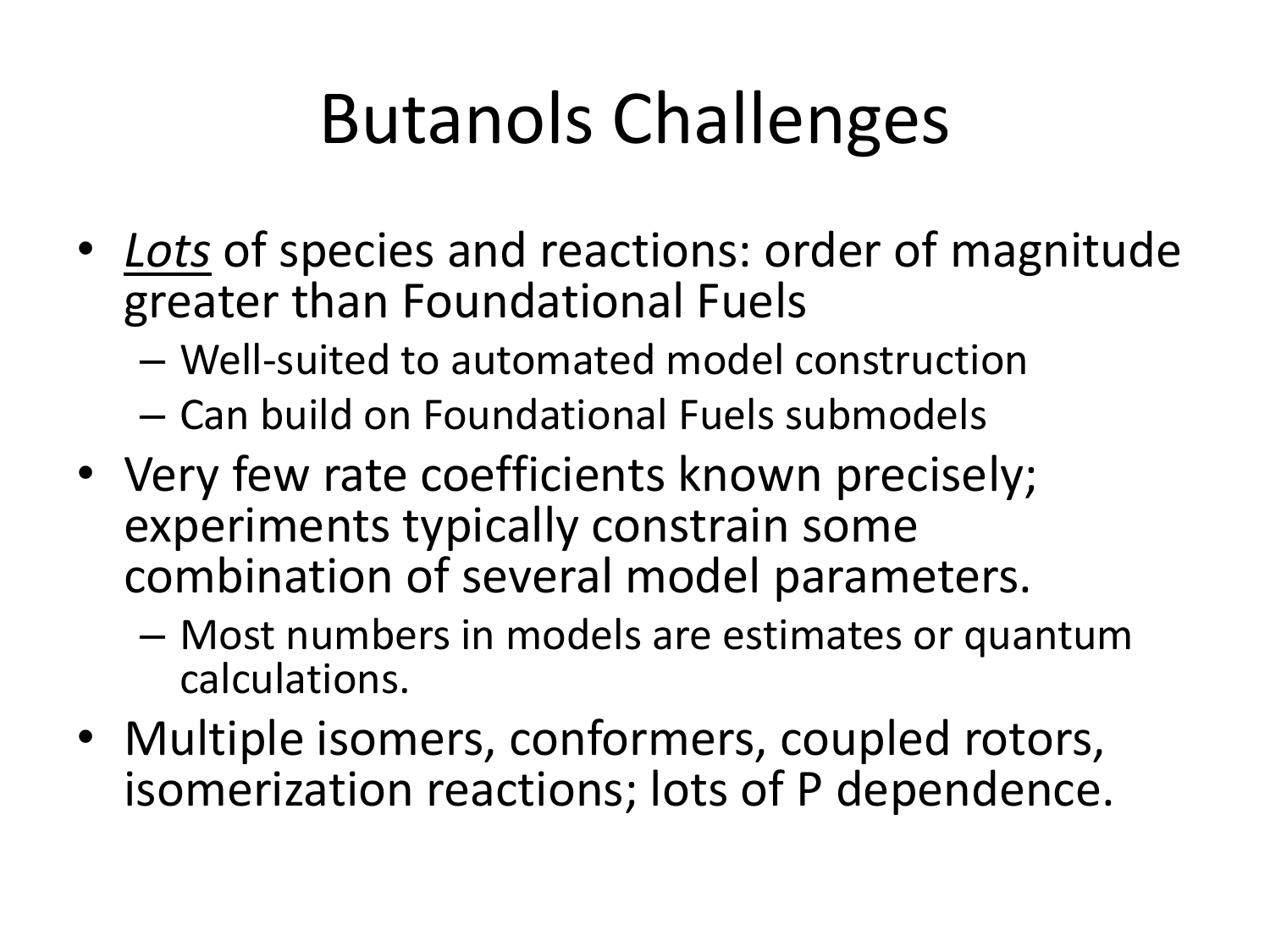# Butanols Challenges

- *Lots* of species and reactions: order of magnitude greater than Foundational Fuels
  - Well-suited to automated model construction
  - Can build on Foundational Fuels submodels
- Very few rate coefficients known precisely; experiments typically constrain some combination of several model parameters.
  - Most numbers in models are estimates or quantum calculations.
- Multiple isomers, conformers, coupled rotors, isomerization reactions; lots of P dependence.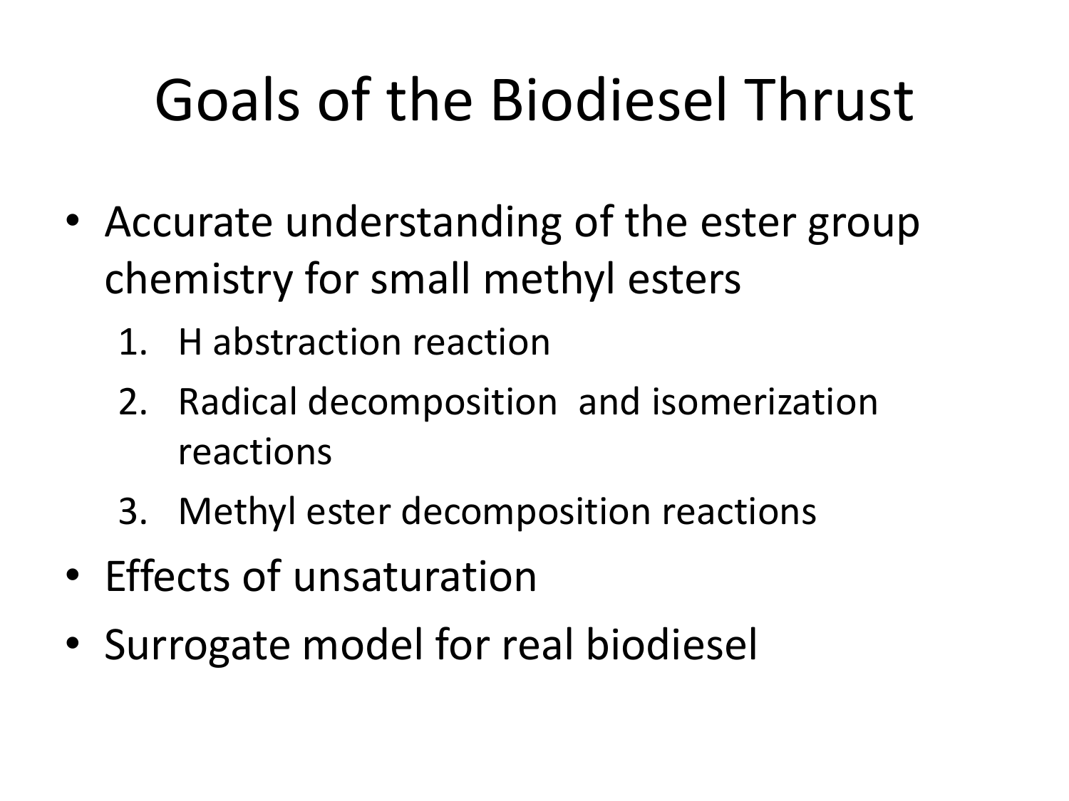# Goals of the Biodiesel Thrust

- Accurate understanding of the ester group chemistry for small methyl esters
  1. H abstraction reaction
  2. Radical decomposition  and isomerization reactions
  3. Methyl ester decomposition reactions
- Effects of unsaturation
- Surrogate model for real biodiesel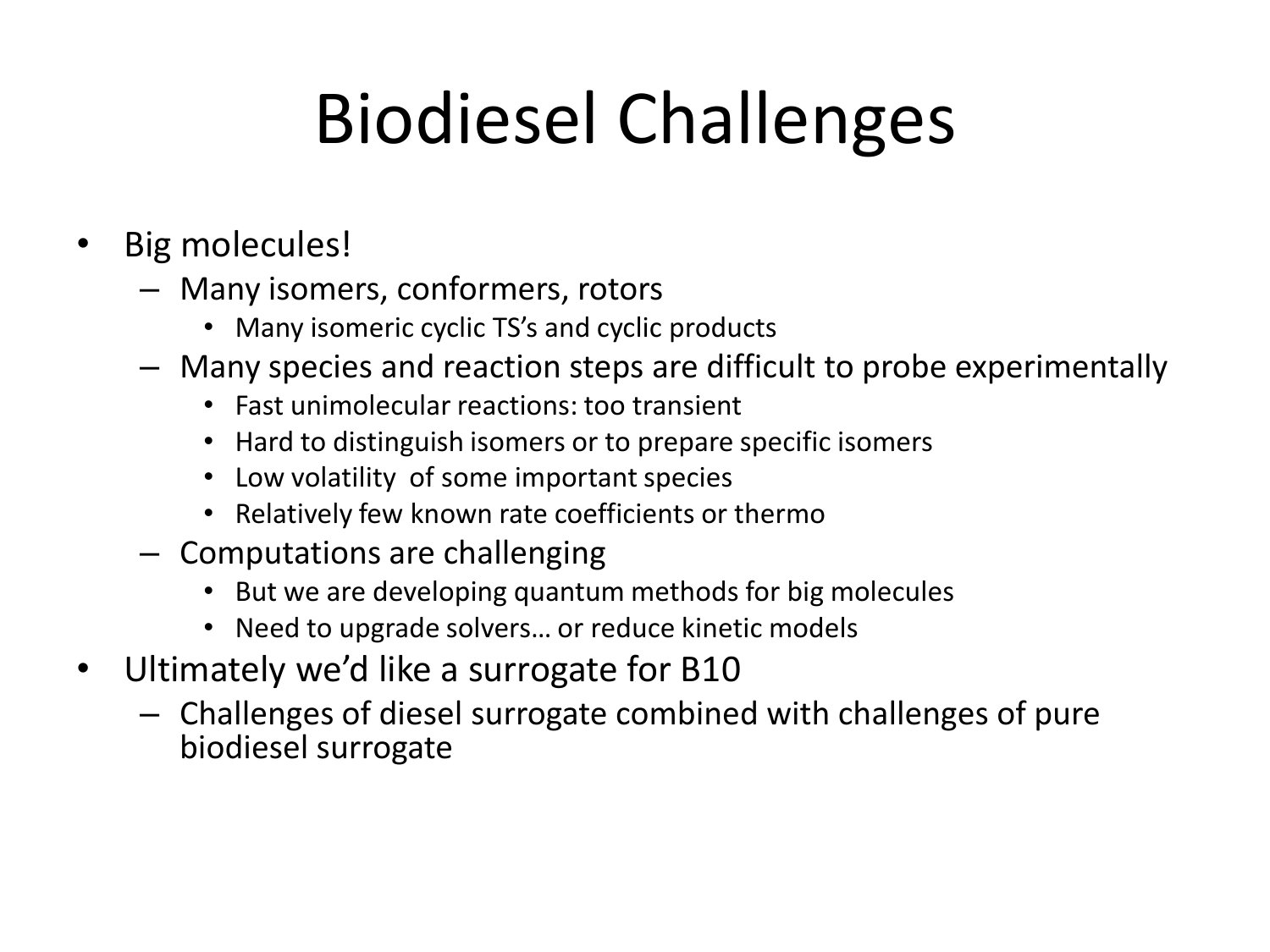# Biodiesel Challenges

- Big molecules!
  - Many isomers, conformers, rotors
    - Many isomeric cyclic TS's and cyclic products
  - Many species and reaction steps are difficult to probe experimentally
    - Fast unimolecular reactions: too transient
    - Hard to distinguish isomers or to prepare specific isomers
    - Low volatility of some important species
    - Relatively few known rate coefficients or thermo
  - Computations are challenging
    - But we are developing quantum methods for big molecules
    - Need to upgrade solvers… or reduce kinetic models
- Ultimately we'd like a surrogate for B10
  - Challenges of diesel surrogate combined with challenges of pure biodiesel surrogate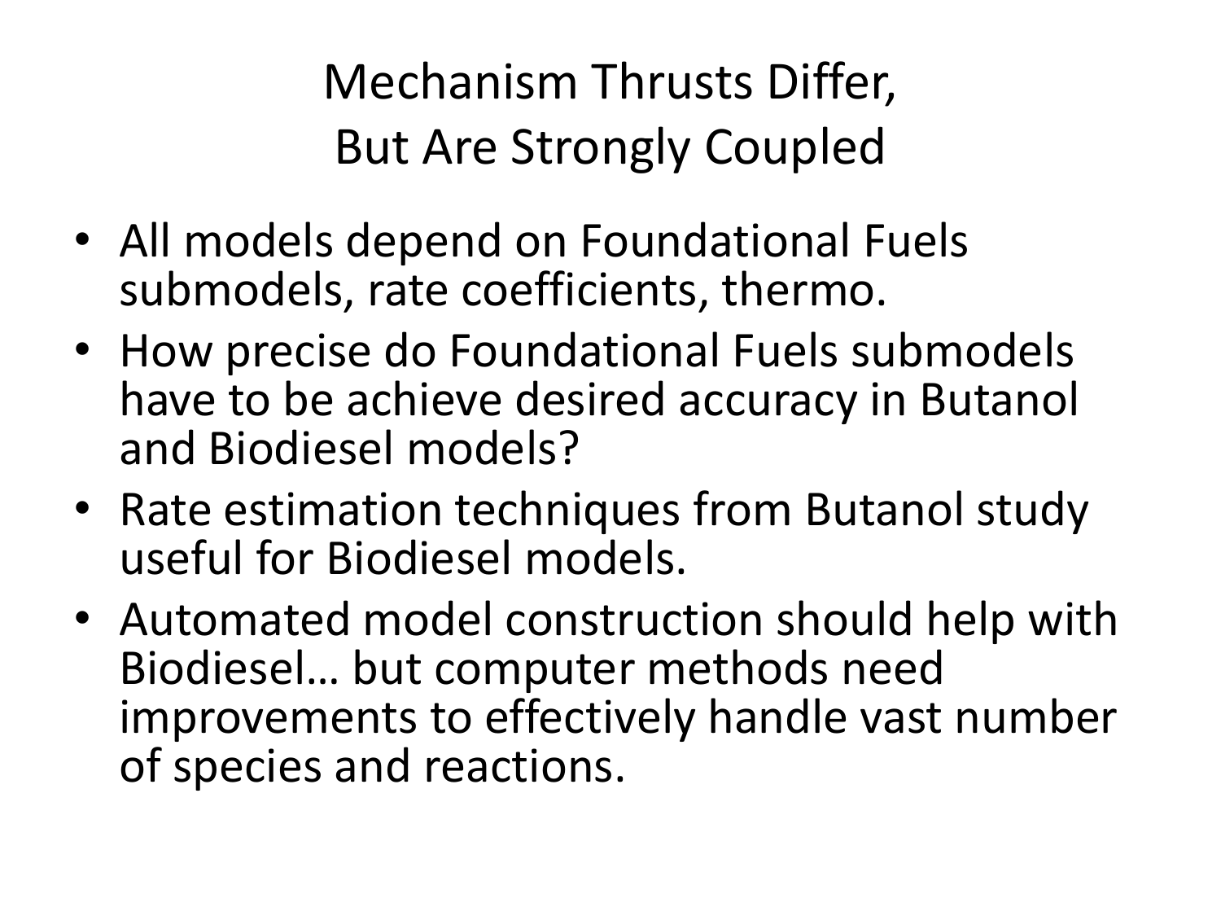# Mechanism Thrusts Differ, But Are Strongly Coupled

- All models depend on Foundational Fuels submodels, rate coefficients, thermo.
- How precise do Foundational Fuels submodels have to be achieve desired accuracy in Butanol and Biodiesel models?
- Rate estimation techniques from Butanol study useful for Biodiesel models.
- Automated model construction should help with Biodiesel… but computer methods need improvements to effectively handle vast number of species and reactions.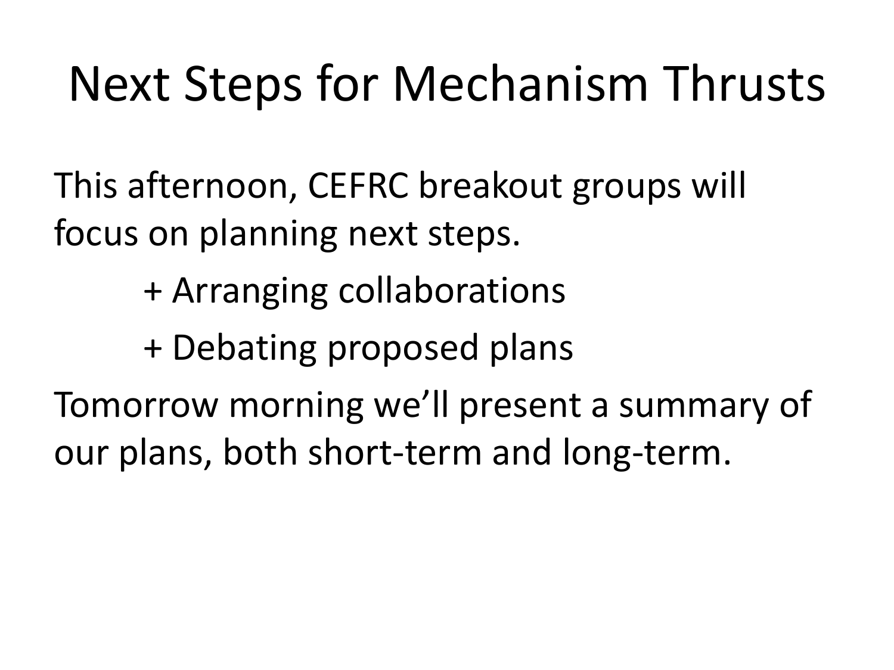# Next Steps for Mechanism Thrusts

This afternoon, CEFRC breakout groups will focus on planning next steps.

+ Arranging collaborations

+ Debating proposed plans

Tomorrow morning we'll present a summary of our plans, both short-term and long-term.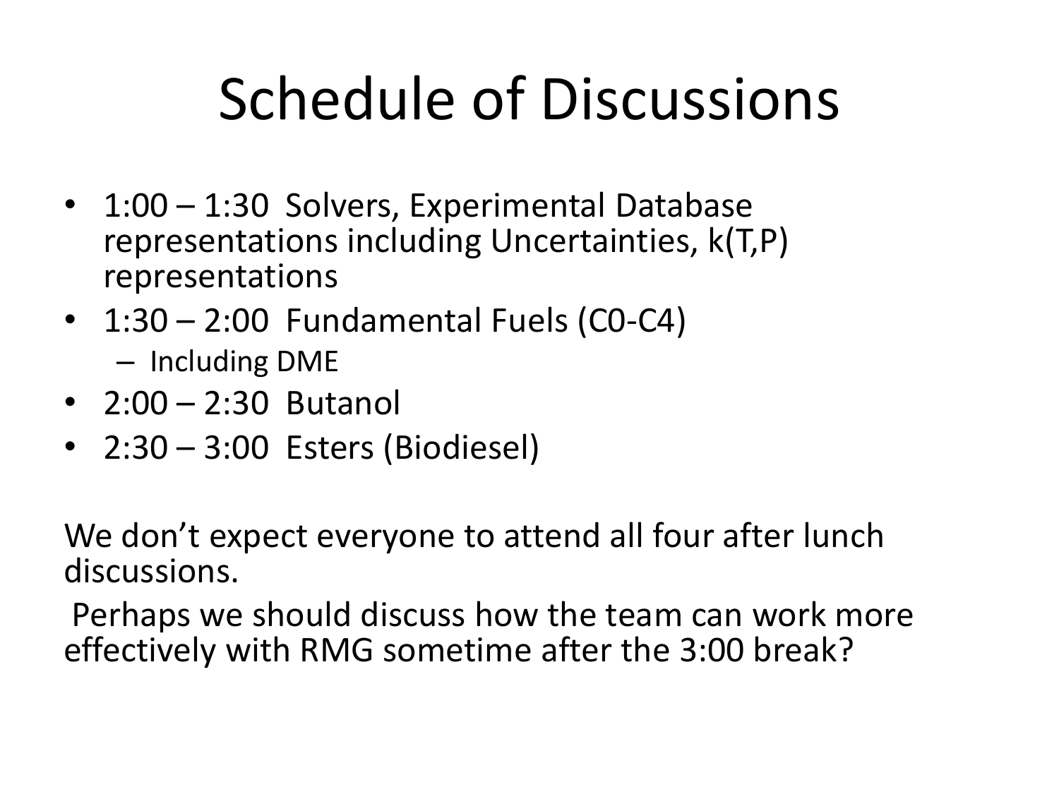# Schedule of Discussions

- 1:00 – 1:30 Solvers, Experimental Database representations including Uncertainties, k(T,P) representations
- 1:30 – 2:00 Fundamental Fuels (C0-C4)
  - Including DME
- 2:00 – 2:30 Butanol
- 2:30 – 3:00 Esters (Biodiesel)

We don't expect everyone to attend all four after lunch discussions.

Perhaps we should discuss how the team can work more effectively with RMG sometime after the 3:00 break?